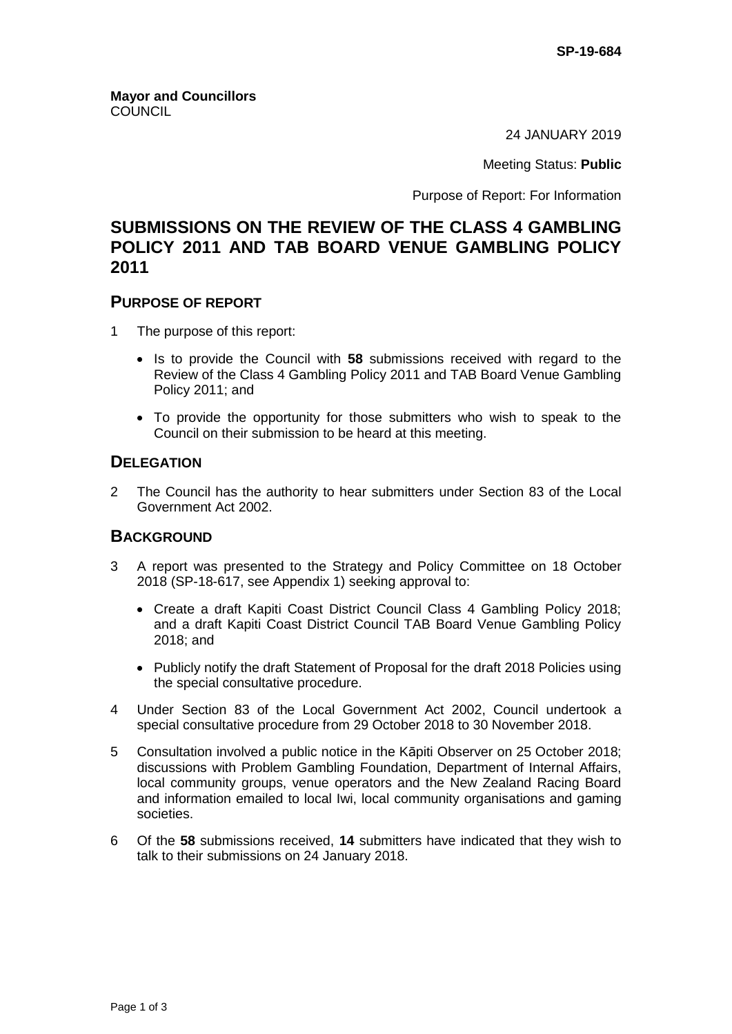SP-19-684

**Mayor and Councillors**
COUNCIL

24 JANUARY 2019

Meeting Status: **Public**

Purpose of Report: For Information

# SUBMISSIONS ON THE REVIEW OF THE CLASS 4 GAMBLING POLICY 2011 AND TAB BOARD VENUE GAMBLING POLICY 2011

## PURPOSE OF REPORT

1 The purpose of this report:

- Is to provide the Council with **58** submissions received with regard to the Review of the Class 4 Gambling Policy 2011 and TAB Board Venue Gambling Policy 2011; and
- To provide the opportunity for those submitters who wish to speak to the Council on their submission to be heard at this meeting.

## DELEGATION

2 The Council has the authority to hear submitters under Section 83 of the Local Government Act 2002.

## BACKGROUND

3 A report was presented to the Strategy and Policy Committee on 18 October 2018 (SP-18-617, see Appendix 1) seeking approval to:

- Create a draft Kapiti Coast District Council Class 4 Gambling Policy 2018; and a draft Kapiti Coast District Council TAB Board Venue Gambling Policy 2018; and
- Publicly notify the draft Statement of Proposal for the draft 2018 Policies using the special consultative procedure.

4 Under Section 83 of the Local Government Act 2002, Council undertook a special consultative procedure from 29 October 2018 to 30 November 2018.

5 Consultation involved a public notice in the Kāpiti Observer on 25 October 2018; discussions with Problem Gambling Foundation, Department of Internal Affairs, local community groups, venue operators and the New Zealand Racing Board and information emailed to local Iwi, local community organisations and gaming societies.

6 Of the **58** submissions received, **14** submitters have indicated that they wish to talk to their submissions on 24 January 2018.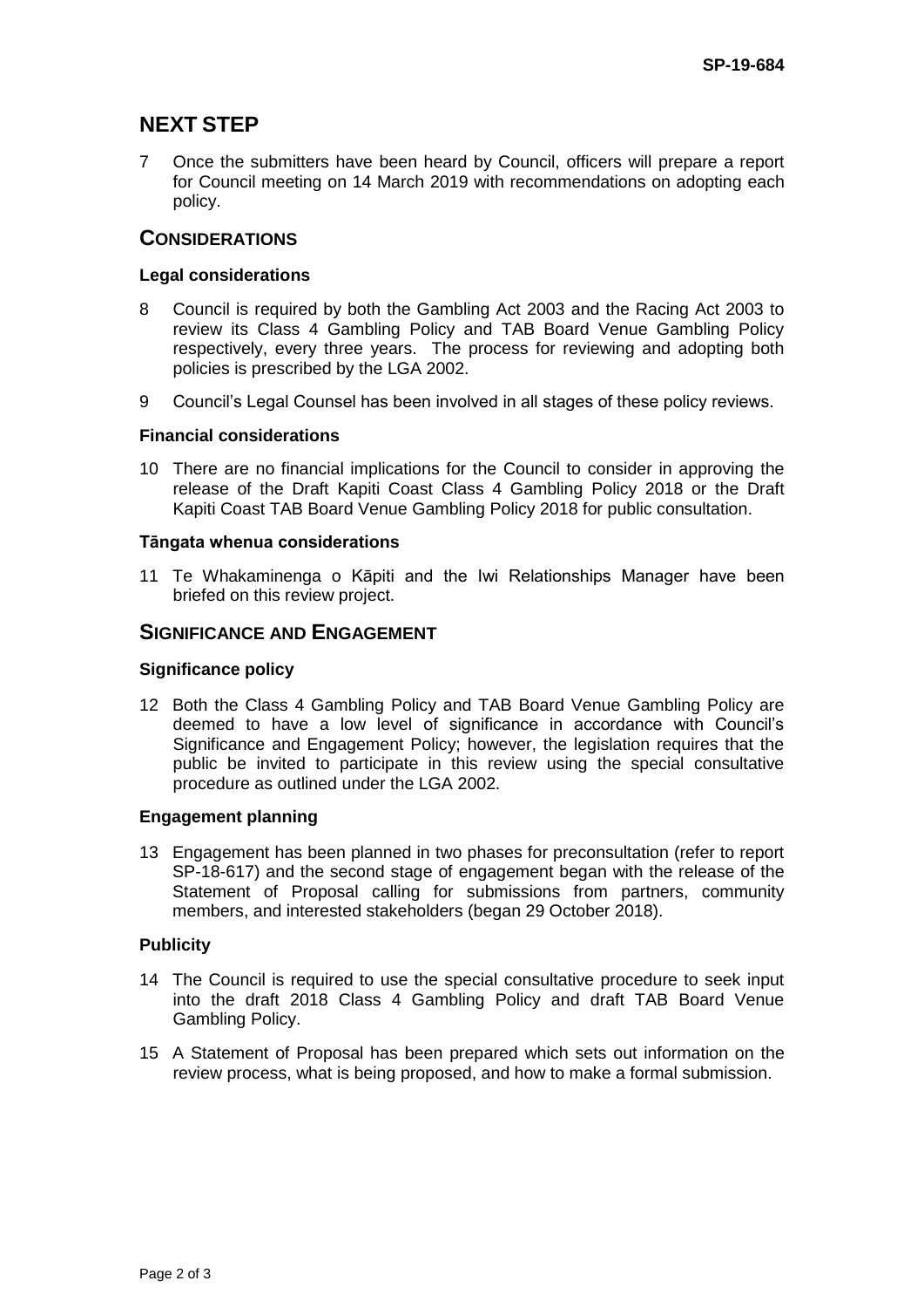## NEXT STEP

7 Once the submitters have been heard by Council, officers will prepare a report for Council meeting on 14 March 2019 with recommendations on adopting each policy.

## CONSIDERATIONS

### Legal considerations

8 Council is required by both the Gambling Act 2003 and the Racing Act 2003 to review its Class 4 Gambling Policy and TAB Board Venue Gambling Policy respectively, every three years. The process for reviewing and adopting both policies is prescribed by the LGA 2002.

9 Council's Legal Counsel has been involved in all stages of these policy reviews.

### Financial considerations

10 There are no financial implications for the Council to consider in approving the release of the Draft Kapiti Coast Class 4 Gambling Policy 2018 or the Draft Kapiti Coast TAB Board Venue Gambling Policy 2018 for public consultation.

### Tāngata whenua considerations

11 Te Whakaminenga o Kāpiti and the Iwi Relationships Manager have been briefed on this review project.

## SIGNIFICANCE AND ENGAGEMENT

### Significance policy

12 Both the Class 4 Gambling Policy and TAB Board Venue Gambling Policy are deemed to have a low level of significance in accordance with Council's Significance and Engagement Policy; however, the legislation requires that the public be invited to participate in this review using the special consultative procedure as outlined under the LGA 2002.

### Engagement planning

13 Engagement has been planned in two phases for preconsultation (refer to report SP-18-617) and the second stage of engagement began with the release of the Statement of Proposal calling for submissions from partners, community members, and interested stakeholders (began 29 October 2018).

### Publicity

14 The Council is required to use the special consultative procedure to seek input into the draft 2018 Class 4 Gambling Policy and draft TAB Board Venue Gambling Policy.

15 A Statement of Proposal has been prepared which sets out information on the review process, what is being proposed, and how to make a formal submission.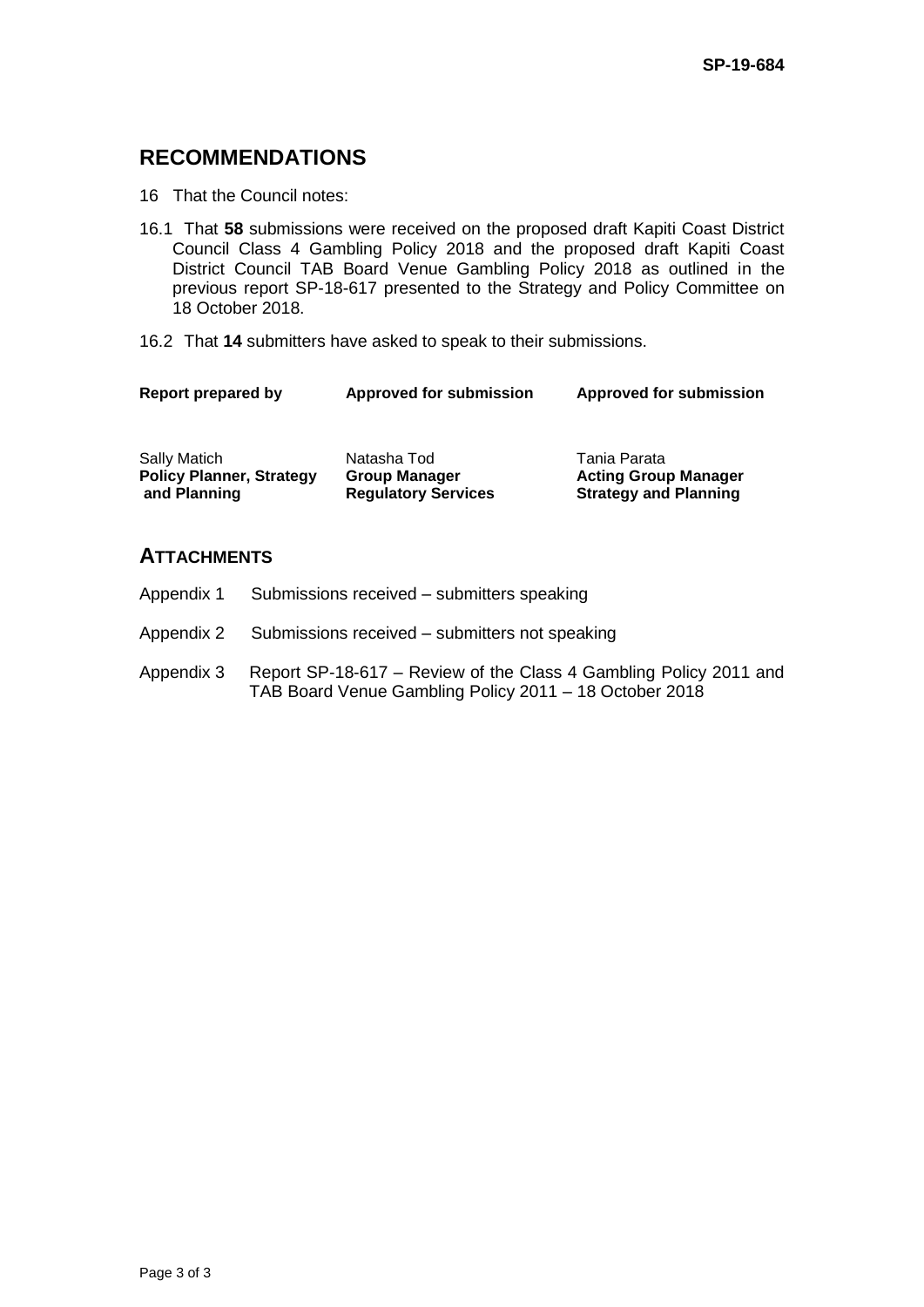## RECOMMENDATIONS

16 That the Council notes:

16.1 That **58** submissions were received on the proposed draft Kapiti Coast District Council Class 4 Gambling Policy 2018 and the proposed draft Kapiti Coast District Council TAB Board Venue Gambling Policy 2018 as outlined in the previous report SP-18-617 presented to the Strategy and Policy Committee on 18 October 2018.

16.2 That **14** submitters have asked to speak to their submissions.

| Report prepared by | Approved for submission | Approved for submission |
|---|---|---|
| Sally Matich<br>**Policy Planner, Strategy and Planning** | Natasha Tod<br>**Group Manager<br>Regulatory Services** | Tania Parata<br>**Acting Group Manager<br>Strategy and Planning** |

## ATTACHMENTS

Appendix 1 Submissions received – submitters speaking

Appendix 2 Submissions received – submitters not speaking

Appendix 3 Report SP-18-617 – Review of the Class 4 Gambling Policy 2011 and TAB Board Venue Gambling Policy 2011 – 18 October 2018